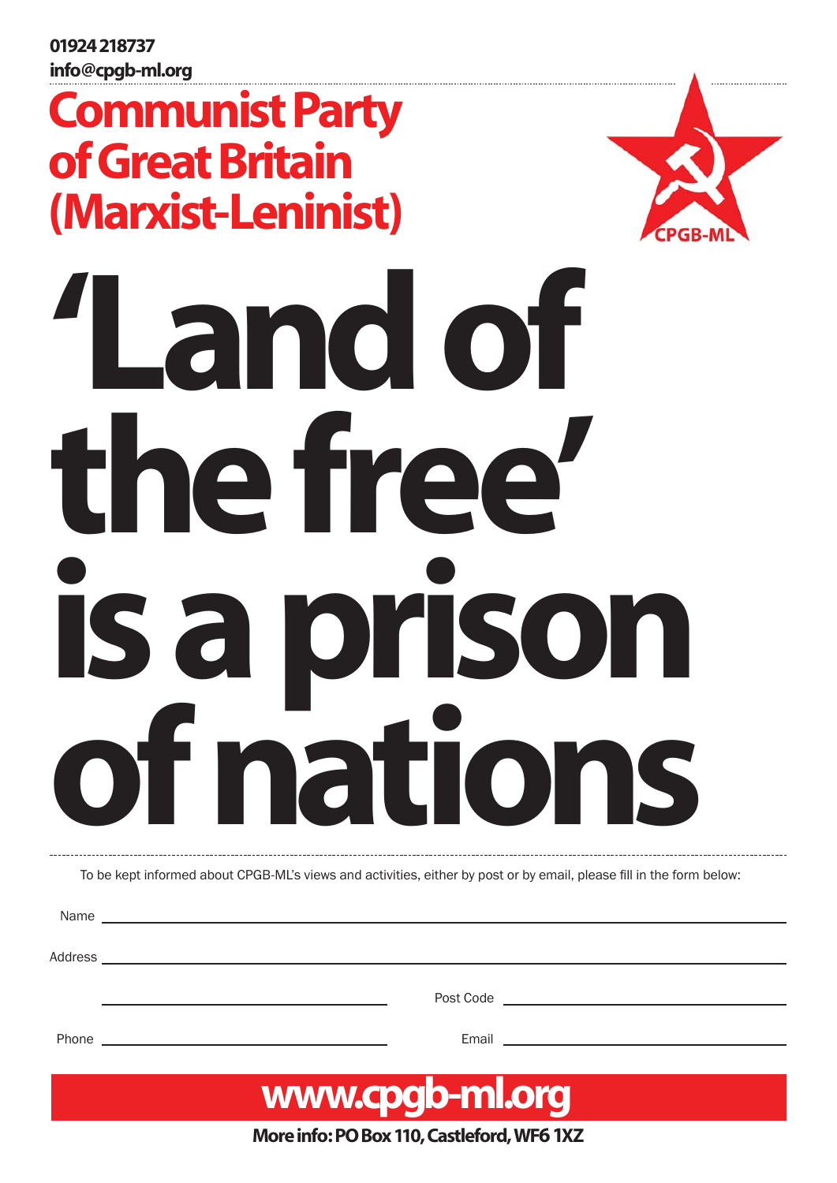01924 218737
info@cpgb-ml.org

## Communist Party of Great Britain (Marxist-Leninist)

CPGB-ML

# ‘Land of the free’ is a prison of nations

To be kept informed about CPGB-ML’s views and activities, either by post or by email, please fill in the form below:

Name

Address

Post Code

Phone

Email

**www.cpgb-ml.org**

**More info: PO Box 110, Castleford, WF6 1XZ**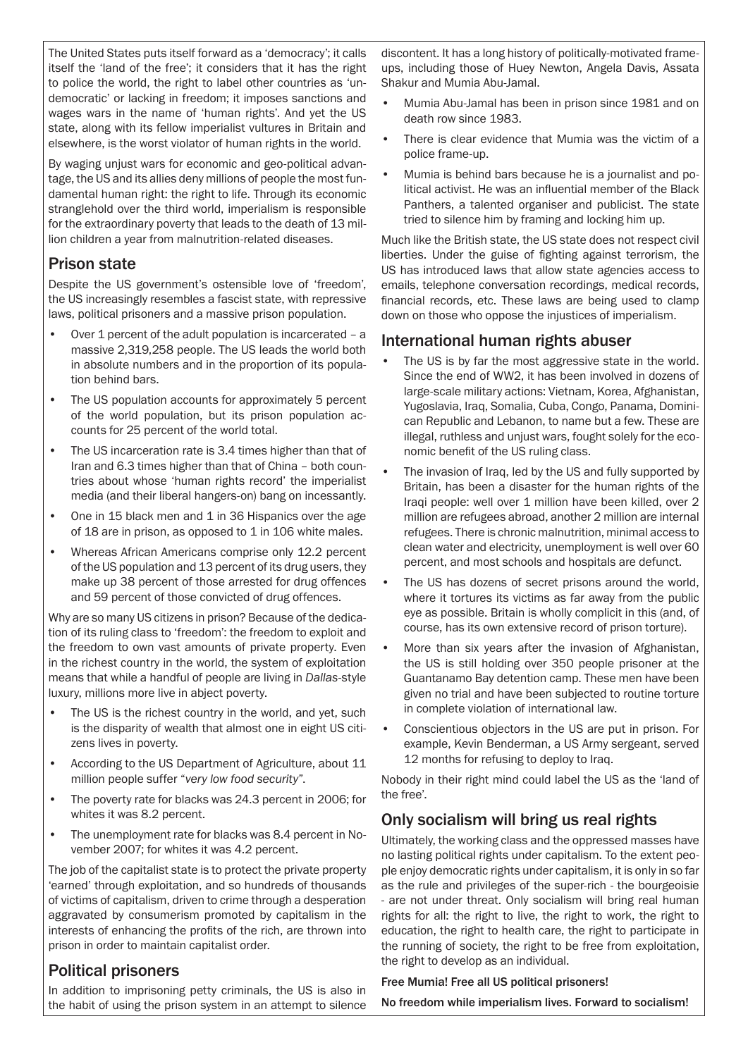The United States puts itself forward as a 'democracy'; it calls itself the 'land of the free'; it considers that it has the right to police the world, the right to label other countries as 'undemocratic' or lacking in freedom; it imposes sanctions and wages wars in the name of 'human rights'. And yet the US state, along with its fellow imperialist vultures in Britain and elsewhere, is the worst violator of human rights in the world.

By waging unjust wars for economic and geo-political advantage, the US and its allies deny millions of people the most fundamental human right: the right to life. Through its economic stranglehold over the third world, imperialism is responsible for the extraordinary poverty that leads to the death of 13 million children a year from malnutrition-related diseases.

## Prison state

Despite the US government's ostensible love of 'freedom', the US increasingly resembles a fascist state, with repressive laws, political prisoners and a massive prison population.

- Over 1 percent of the adult population is incarcerated – a massive 2,319,258 people. The US leads the world both in absolute numbers and in the proportion of its population behind bars.
- The US population accounts for approximately 5 percent of the world population, but its prison population accounts for 25 percent of the world total.
- The US incarceration rate is 3.4 times higher than that of Iran and 6.3 times higher than that of China – both countries about whose 'human rights record' the imperialist media (and their liberal hangers-on) bang on incessantly.
- One in 15 black men and 1 in 36 Hispanics over the age of 18 are in prison, as opposed to 1 in 106 white males.
- Whereas African Americans comprise only 12.2 percent of the US population and 13 percent of its drug users, they make up 38 percent of those arrested for drug offences and 59 percent of those convicted of drug offences.

Why are so many US citizens in prison? Because of the dedication of its ruling class to 'freedom': the freedom to exploit and the freedom to own vast amounts of private property. Even in the richest country in the world, the system of exploitation means that while a handful of people are living in *Dallas*-style luxury, millions more live in abject poverty.

- The US is the richest country in the world, and yet, such is the disparity of wealth that almost one in eight US citizens lives in poverty.
- According to the US Department of Agriculture, about 11 million people suffer "*very low food security*".
- The poverty rate for blacks was 24.3 percent in 2006; for whites it was 8.2 percent.
- The unemployment rate for blacks was 8.4 percent in November 2007; for whites it was 4.2 percent.

The job of the capitalist state is to protect the private property 'earned' through exploitation, and so hundreds of thousands of victims of capitalism, driven to crime through a desperation aggravated by consumerism promoted by capitalism in the interests of enhancing the profits of the rich, are thrown into prison in order to maintain capitalist order.

## Political prisoners

In addition to imprisoning petty criminals, the US is also in the habit of using the prison system in an attempt to silence discontent. It has a long history of politically-motivated frame-ups, including those of Huey Newton, Angela Davis, Assata Shakur and Mumia Abu-Jamal.

- Mumia Abu-Jamal has been in prison since 1981 and on death row since 1983.
- There is clear evidence that Mumia was the victim of a police frame-up.
- Mumia is behind bars because he is a journalist and political activist. He was an influential member of the Black Panthers, a talented organiser and publicist. The state tried to silence him by framing and locking him up.

Much like the British state, the US state does not respect civil liberties. Under the guise of fighting against terrorism, the US has introduced laws that allow state agencies access to emails, telephone conversation recordings, medical records, financial records, etc. These laws are being used to clamp down on those who oppose the injustices of imperialism.

## International human rights abuser

- The US is by far the most aggressive state in the world. Since the end of WW2, it has been involved in dozens of large-scale military actions: Vietnam, Korea, Afghanistan, Yugoslavia, Iraq, Somalia, Cuba, Congo, Panama, Dominican Republic and Lebanon, to name but a few. These are illegal, ruthless and unjust wars, fought solely for the economic benefit of the US ruling class.
- The invasion of Iraq, led by the US and fully supported by Britain, has been a disaster for the human rights of the Iraqi people: well over 1 million have been killed, over 2 million are refugees abroad, another 2 million are internal refugees. There is chronic malnutrition, minimal access to clean water and electricity, unemployment is well over 60 percent, and most schools and hospitals are defunct.
- The US has dozens of secret prisons around the world, where it tortures its victims as far away from the public eye as possible. Britain is wholly complicit in this (and, of course, has its own extensive record of prison torture).
- More than six years after the invasion of Afghanistan, the US is still holding over 350 people prisoner at the Guantanamo Bay detention camp. These men have been given no trial and have been subjected to routine torture in complete violation of international law.
- Conscientious objectors in the US are put in prison. For example, Kevin Benderman, a US Army sergeant, served 12 months for refusing to deploy to Iraq.

Nobody in their right mind could label the US as the 'land of the free'.

## Only socialism will bring us real rights

Ultimately, the working class and the oppressed masses have no lasting political rights under capitalism. To the extent people enjoy democratic rights under capitalism, it is only in so far as the rule and privileges of the super-rich - the bourgeoisie - are not under threat. Only socialism will bring real human rights for all: the right to live, the right to work, the right to education, the right to health care, the right to participate in the running of society, the right to be free from exploitation, the right to develop as an individual.

**Free Mumia! Free all US political prisoners!**

**No freedom while imperialism lives. Forward to socialism!**